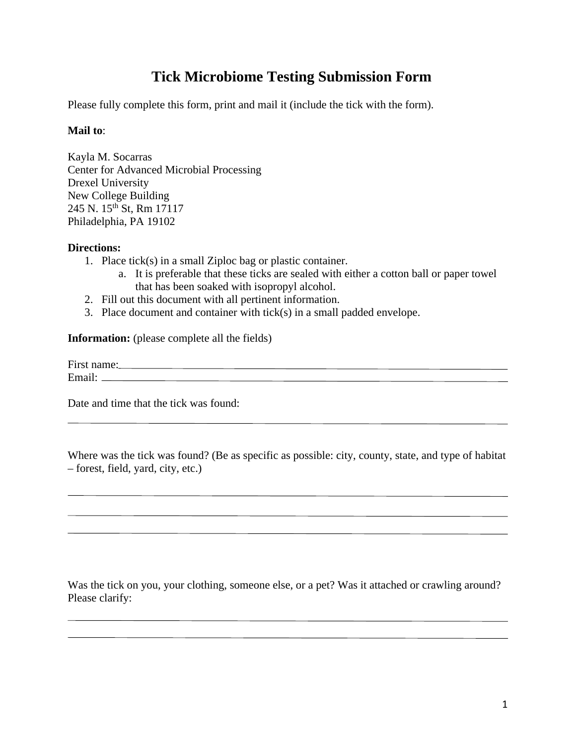# Tick Microbiome Testing Submission Form

Please fully complete this form, print and mail it (include the tick with the form).

**Mail to**:

Kayla M. Socarras  
Center for Advanced Microbial Processing  
Drexel University  
New College Building  
245 N. 15th St, Rm 17117  
Philadelphia, PA 19102

**Directions:**

1. Place tick(s) in a small Ziploc bag or plastic container.
   a. It is preferable that these ticks are sealed with either a cotton ball or paper towel that has been soaked with isopropyl alcohol.
2. Fill out this document with all pertinent information.
3. Place document and container with tick(s) in a small padded envelope.

**Information:** (please complete all the fields)

First name:\_\_\_\_\_\_\_\_\_\_\_\_\_\_\_\_\_\_\_\_\_\_\_\_\_\_\_\_\_\_\_\_\_\_\_\_\_\_\_\_\_\_\_\_\_\_\_\_\_\_\_\_\_\_\_\_\_\_  
Email: \_\_\_\_\_\_\_\_\_\_\_\_\_\_\_\_\_\_\_\_\_\_\_\_\_\_\_\_\_\_\_\_\_\_\_\_\_\_\_\_\_\_\_\_\_\_\_\_\_\_\_\_\_\_\_\_\_\_\_\_\_

Date and time that the tick was found:

\_\_\_\_\_\_\_\_\_\_\_\_\_\_\_\_\_\_\_\_\_\_\_\_\_\_\_\_\_\_\_\_\_\_\_\_\_\_\_\_\_\_\_\_\_\_\_\_\_\_\_\_\_\_\_\_\_\_\_\_\_\_\_\_\_\_\_\_

Where was the tick was found? (Be as specific as possible: city, county, state, and type of habitat – forest, field, yard, city, etc.)

\_\_\_\_\_\_\_\_\_\_\_\_\_\_\_\_\_\_\_\_\_\_\_\_\_\_\_\_\_\_\_\_\_\_\_\_\_\_\_\_\_\_\_\_\_\_\_\_\_\_\_\_\_\_\_\_\_\_\_\_\_\_\_\_\_\_\_\_

\_\_\_\_\_\_\_\_\_\_\_\_\_\_\_\_\_\_\_\_\_\_\_\_\_\_\_\_\_\_\_\_\_\_\_\_\_\_\_\_\_\_\_\_\_\_\_\_\_\_\_\_\_\_\_\_\_\_\_\_\_\_\_\_\_\_\_\_

\_\_\_\_\_\_\_\_\_\_\_\_\_\_\_\_\_\_\_\_\_\_\_\_\_\_\_\_\_\_\_\_\_\_\_\_\_\_\_\_\_\_\_\_\_\_\_\_\_\_\_\_\_\_\_\_\_\_\_\_\_\_\_\_\_\_\_\_

Was the tick on you, your clothing, someone else, or a pet? Was it attached or crawling around? Please clarify:

\_\_\_\_\_\_\_\_\_\_\_\_\_\_\_\_\_\_\_\_\_\_\_\_\_\_\_\_\_\_\_\_\_\_\_\_\_\_\_\_\_\_\_\_\_\_\_\_\_\_\_\_\_\_\_\_\_\_\_\_\_\_\_\_\_\_\_\_

\_\_\_\_\_\_\_\_\_\_\_\_\_\_\_\_\_\_\_\_\_\_\_\_\_\_\_\_\_\_\_\_\_\_\_\_\_\_\_\_\_\_\_\_\_\_\_\_\_\_\_\_\_\_\_\_\_\_\_\_\_\_\_\_\_\_\_\_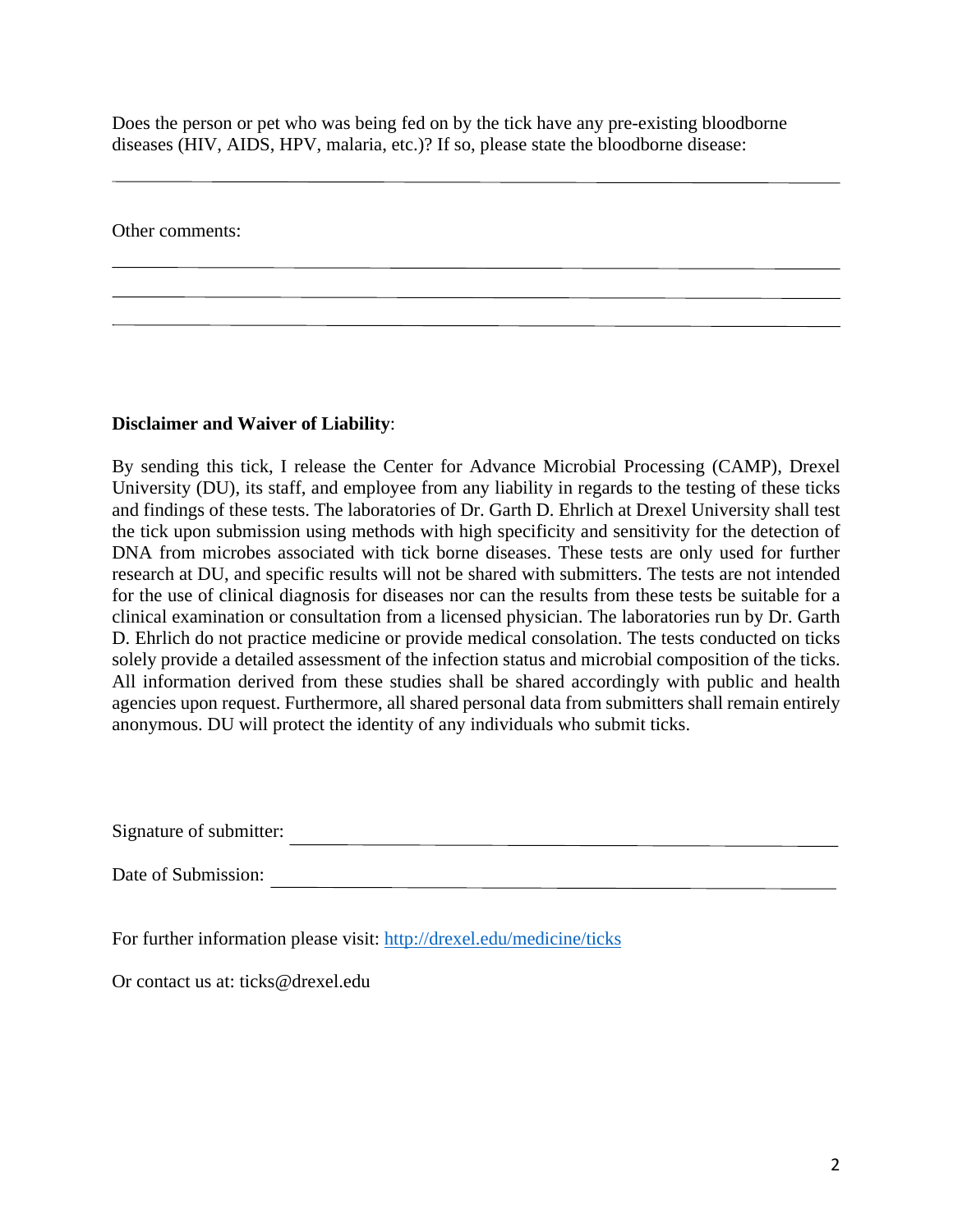Does the person or pet who was being fed on by the tick have any pre-existing bloodborne diseases (HIV, AIDS, HPV, malaria, etc.)? If so, please state the bloodborne disease:

\_\_\_\_\_\_\_\_\_\_\_\_\_\_\_\_\_\_\_\_\_\_\_\_\_\_\_\_\_\_\_\_\_\_\_\_\_\_\_\_\_\_\_\_\_\_\_\_\_\_\_\_\_\_\_\_\_\_\_\_\_\_\_\_\_\_\_\_\_\_

Other comments:

\_\_\_\_\_\_\_\_\_\_\_\_\_\_\_\_\_\_\_\_\_\_\_\_\_\_\_\_\_\_\_\_\_\_\_\_\_\_\_\_\_\_\_\_\_\_\_\_\_\_\_\_\_\_\_\_\_\_\_\_\_\_\_\_\_\_\_\_\_\_

\_\_\_\_\_\_\_\_\_\_\_\_\_\_\_\_\_\_\_\_\_\_\_\_\_\_\_\_\_\_\_\_\_\_\_\_\_\_\_\_\_\_\_\_\_\_\_\_\_\_\_\_\_\_\_\_\_\_\_\_\_\_\_\_\_\_\_\_\_\_

\_\_\_\_\_\_\_\_\_\_\_\_\_\_\_\_\_\_\_\_\_\_\_\_\_\_\_\_\_\_\_\_\_\_\_\_\_\_\_\_\_\_\_\_\_\_\_\_\_\_\_\_\_\_\_\_\_\_\_\_\_\_\_\_\_\_\_\_\_\_

**Disclaimer and Waiver of Liability**:

By sending this tick, I release the Center for Advance Microbial Processing (CAMP), Drexel University (DU), its staff, and employee from any liability in regards to the testing of these ticks and findings of these tests. The laboratories of Dr. Garth D. Ehrlich at Drexel University shall test the tick upon submission using methods with high specificity and sensitivity for the detection of DNA from microbes associated with tick borne diseases. These tests are only used for further research at DU, and specific results will not be shared with submitters. The tests are not intended for the use of clinical diagnosis for diseases nor can the results from these tests be suitable for a clinical examination or consultation from a licensed physician. The laboratories run by Dr. Garth D. Ehrlich do not practice medicine or provide medical consolation. The tests conducted on ticks solely provide a detailed assessment of the infection status and microbial composition of the ticks. All information derived from these studies shall be shared accordingly with public and health agencies upon request. Furthermore, all shared personal data from submitters shall remain entirely anonymous. DU will protect the identity of any individuals who submit ticks.

Signature of submitter: \_\_\_\_\_\_\_\_\_\_\_\_\_\_\_\_\_\_\_\_\_\_\_\_\_\_\_\_\_\_\_\_\_\_\_\_\_\_\_\_\_\_\_\_\_\_\_\_

Date of Submission: \_\_\_\_\_\_\_\_\_\_\_\_\_\_\_\_\_\_\_\_\_\_\_\_\_\_\_\_\_\_\_\_\_\_\_\_\_\_\_\_\_\_\_\_\_\_\_\_\_\_

For further information please visit: [http://drexel.edu/medicine/ticks](http://drexel.edu/medicine/ticks)

Or contact us at: ticks@drexel.edu